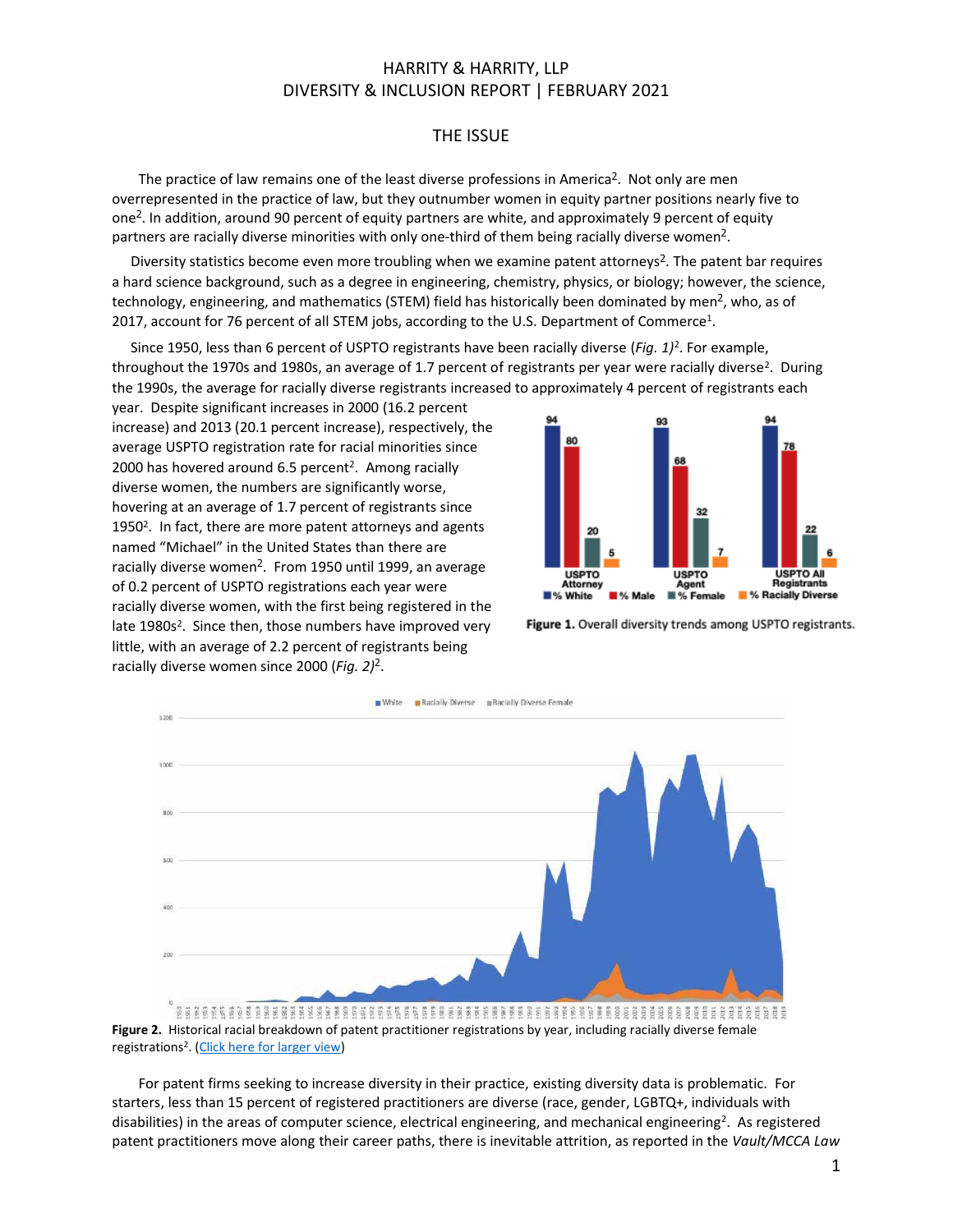HARRITY & HARRITY, LLP
DIVERSITY & INCLUSION REPORT | FEBRUARY 2021

## THE ISSUE

The practice of law remains one of the least diverse professions in America[2]. Not only are men overrepresented in the practice of law, but they outnumber women in equity partner positions nearly five to one[2]. In addition, around 90 percent of equity partners are white, and approximately 9 percent of equity partners are racially diverse minorities with only one-third of them being racially diverse women[2].

Diversity statistics become even more troubling when we examine patent attorneys[2]. The patent bar requires a hard science background, such as a degree in engineering, chemistry, physics, or biology; however, the science, technology, engineering, and mathematics (STEM) field has historically been dominated by men[2], who, as of 2017, account for 76 percent of all STEM jobs, according to the U.S. Department of Commerce[1].

Since 1950, less than 6 percent of USPTO registrants have been racially diverse (*Fig. 1)*[2]. For example, throughout the 1970s and 1980s, an average of 1.7 percent of registrants per year were racially diverse[2]. During the 1990s, the average for racially diverse registrants increased to approximately 4 percent of registrants each year. Despite significant increases in 2000 (16.2 percent increase) and 2013 (20.1 percent increase), respectively, the average USPTO registration rate for racial minorities since 2000 has hovered around 6.5 percent[2]. Among racially diverse women, the numbers are significantly worse, hovering at an average of 1.7 percent of registrants since 1950[2]. In fact, there are more patent attorneys and agents named "Michael" in the United States than there are racially diverse women[2]. From 1950 until 1999, an average of 0.2 percent of USPTO registrations each year were racially diverse women, with the first being registered in the late 1980s[2]. Since then, those numbers have improved very little, with an average of 2.2 percent of registrants being racially diverse women since 2000 (*Fig. 2)*[2].

**Figure 1.** Overall diversity trends among USPTO registrants.

**Figure 2.** Historical racial breakdown of patent practitioner registrations by year, including racially diverse female registrations[2]. (Click here for larger view)

For patent firms seeking to increase diversity in their practice, existing diversity data is problematic. For starters, less than 15 percent of registered practitioners are diverse (race, gender, LGBTQ+, individuals with disabilities) in the areas of computer science, electrical engineering, and mechanical engineering[2]. As registered patent practitioners move along their career paths, there is inevitable attrition, as reported in the *Vault/MCCA Law*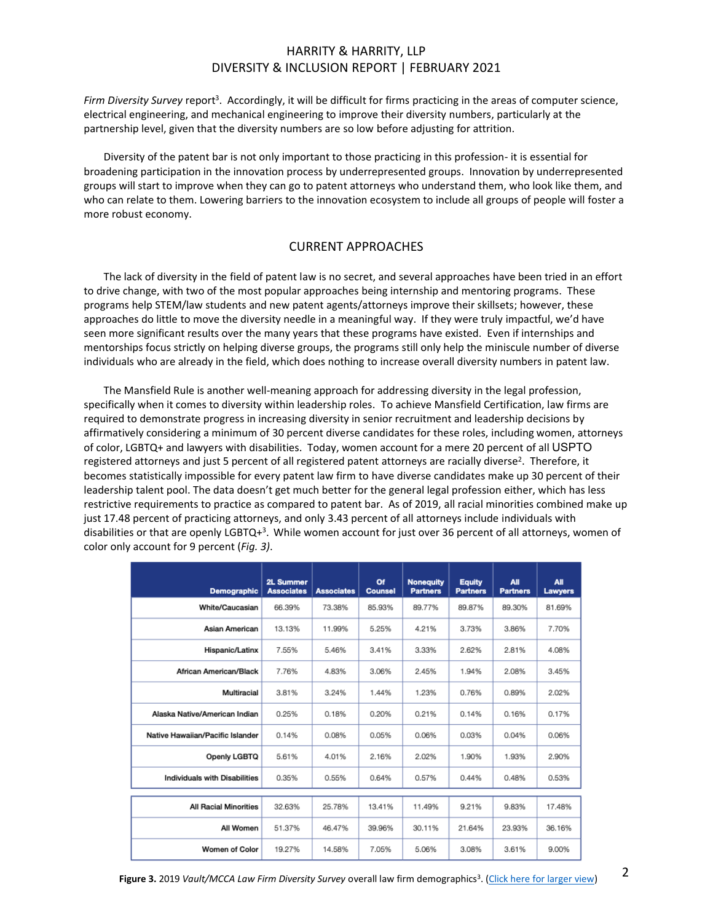*Firm Diversity Survey* report[3]. Accordingly, it will be difficult for firms practicing in the areas of computer science, electrical engineering, and mechanical engineering to improve their diversity numbers, particularly at the partnership level, given that the diversity numbers are so low before adjusting for attrition.

Diversity of the patent bar is not only important to those practicing in this profession- it is essential for broadening participation in the innovation process by underrepresented groups. Innovation by underrepresented groups will start to improve when they can go to patent attorneys who understand them, who look like them, and who can relate to them. Lowering barriers to the innovation ecosystem to include all groups of people will foster a more robust economy.

## CURRENT APPROACHES

The lack of diversity in the field of patent law is no secret, and several approaches have been tried in an effort to drive change, with two of the most popular approaches being internship and mentoring programs. These programs help STEM/law students and new patent agents/attorneys improve their skillsets; however, these approaches do little to move the diversity needle in a meaningful way. If they were truly impactful, we'd have seen more significant results over the many years that these programs have existed. Even if internships and mentorships focus strictly on helping diverse groups, the programs still only help the miniscule number of diverse individuals who are already in the field, which does nothing to increase overall diversity numbers in patent law.

The Mansfield Rule is another well-meaning approach for addressing diversity in the legal profession, specifically when it comes to diversity within leadership roles. To achieve Mansfield Certification, law firms are required to demonstrate progress in increasing diversity in senior recruitment and leadership decisions by affirmatively considering a minimum of 30 percent diverse candidates for these roles, including women, attorneys of color, LGBTQ+ and lawyers with disabilities. Today, women account for a mere 20 percent of all USPTO registered attorneys and just 5 percent of all registered patent attorneys are racially diverse[2]. Therefore, it becomes statistically impossible for every patent law firm to have diverse candidates make up 30 percent of their leadership talent pool. The data doesn't get much better for the general legal profession either, which has less restrictive requirements to practice as compared to patent bar. As of 2019, all racial minorities combined make up just 17.48 percent of practicing attorneys, and only 3.43 percent of all attorneys include individuals with disabilities or that are openly LGBTQ+[3]. While women account for just over 36 percent of all attorneys, women of color only account for 9 percent (*Fig. 3)*.

| Demographic | 2L Summer Associates | Associates | Of Counsel | Nonequity Partners | Equity Partners | All Partners | All Lawyers |
|---|---|---|---|---|---|---|---|
| White/Caucasian | 66.39% | 73.38% | 85.93% | 89.77% | 89.87% | 89.30% | 81.69% |
| Asian American | 13.13% | 11.99% | 5.25% | 4.21% | 3.73% | 3.86% | 7.70% |
| Hispanic/Latinx | 7.55% | 5.46% | 3.41% | 3.33% | 2.62% | 2.81% | 4.08% |
| African American/Black | 7.76% | 4.83% | 3.06% | 2.45% | 1.94% | 2.08% | 3.45% |
| Multiracial | 3.81% | 3.24% | 1.44% | 1.23% | 0.76% | 0.89% | 2.02% |
| Alaska Native/American Indian | 0.25% | 0.18% | 0.20% | 0.21% | 0.14% | 0.16% | 0.17% |
| Native Hawaiian/Pacific Islander | 0.14% | 0.08% | 0.05% | 0.06% | 0.03% | 0.04% | 0.06% |
| Openly LGBTQ | 5.61% | 4.01% | 2.16% | 2.02% | 1.90% | 1.93% | 2.90% |
| Individuals with Disabilities | 0.35% | 0.55% | 0.64% | 0.57% | 0.44% | 0.48% | 0.53% |
| All Racial Minorities | 32.63% | 25.78% | 13.41% | 11.49% | 9.21% | 9.83% | 17.48% |
| All Women | 51.37% | 46.47% | 39.96% | 30.11% | 21.64% | 23.93% | 36.16% |
| Women of Color | 19.27% | 14.58% | 7.05% | 5.06% | 3.08% | 3.61% | 9.00% |

**Figure 3.** 2019 *Vault/MCCA Law Firm Diversity Survey* overall law firm demographics[3]. (Click here for larger view)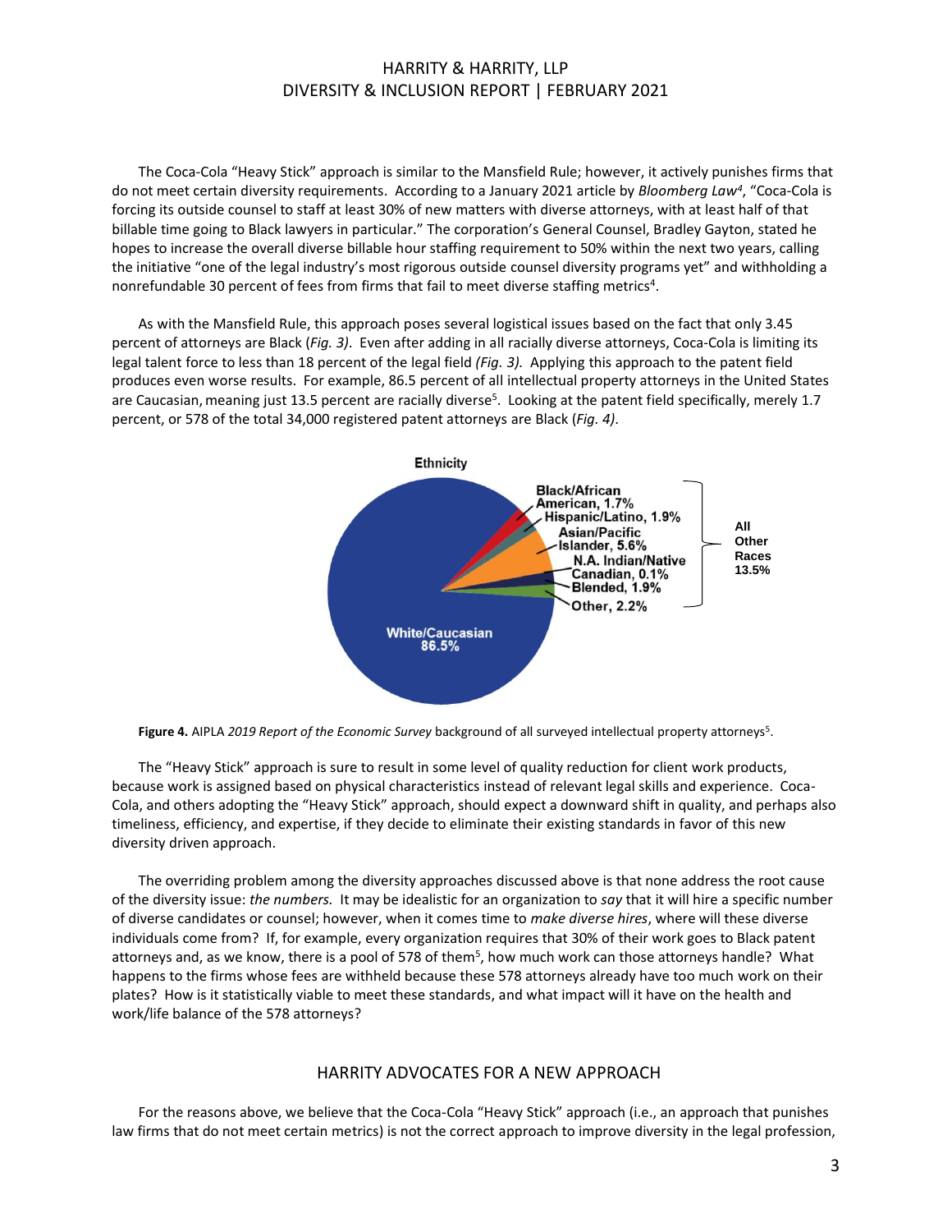The Coca-Cola "Heavy Stick" approach is similar to the Mansfield Rule; however, it actively punishes firms that do not meet certain diversity requirements. According to a January 2021 article by *Bloomberg Law*[4], "Coca-Cola is forcing its outside counsel to staff at least 30% of new matters with diverse attorneys, with at least half of that billable time going to Black lawyers in particular." The corporation's General Counsel, Bradley Gayton, stated he hopes to increase the overall diverse billable hour staffing requirement to 50% within the next two years, calling the initiative "one of the legal industry's most rigorous outside counsel diversity programs yet" and withholding a nonrefundable 30 percent of fees from firms that fail to meet diverse staffing metrics[4].

As with the Mansfield Rule, this approach poses several logistical issues based on the fact that only 3.45 percent of attorneys are Black (*Fig. 3)*. Even after adding in all racially diverse attorneys, Coca-Cola is limiting its legal talent force to less than 18 percent of the legal field *(Fig. 3).* Applying this approach to the patent field produces even worse results. For example, 86.5 percent of all intellectual property attorneys in the United States are Caucasian, meaning just 13.5 percent are racially diverse[5]. Looking at the patent field specifically, merely 1.7 percent, or 578 of the total 34,000 registered patent attorneys are Black (*Fig. 4)*.

**Ethnicity**

| Ethnicity | Percentage |
|---|---|
| White/Caucasian | 86.5% |
| Black/African American | 1.7% |
| Hispanic/Latino | 1.9% |
| Asian/Pacific Islander | 5.6% |
| N.A. Indian/Native Canadian | 0.1% |
| Blended | 1.9% |
| Other | 2.2% |
| All Other Races | 13.5% |

**Figure 4.** AIPLA *2019 Report of the Economic Survey* background of all surveyed intellectual property attorneys[5].

The "Heavy Stick" approach is sure to result in some level of quality reduction for client work products, because work is assigned based on physical characteristics instead of relevant legal skills and experience. Coca-Cola, and others adopting the "Heavy Stick" approach, should expect a downward shift in quality, and perhaps also timeliness, efficiency, and expertise, if they decide to eliminate their existing standards in favor of this new diversity driven approach.

The overriding problem among the diversity approaches discussed above is that none address the root cause of the diversity issue: *the numbers.* It may be idealistic for an organization to *say* that it will hire a specific number of diverse candidates or counsel; however, when it comes time to *make diverse hires*, where will these diverse individuals come from? If, for example, every organization requires that 30% of their work goes to Black patent attorneys and, as we know, there is a pool of 578 of them[5], how much work can those attorneys handle? What happens to the firms whose fees are withheld because these 578 attorneys already have too much work on their plates? How is it statistically viable to meet these standards, and what impact will it have on the health and work/life balance of the 578 attorneys?

## HARRITY ADVOCATES FOR A NEW APPROACH

For the reasons above, we believe that the Coca-Cola "Heavy Stick" approach (i.e., an approach that punishes law firms that do not meet certain metrics) is not the correct approach to improve diversity in the legal profession,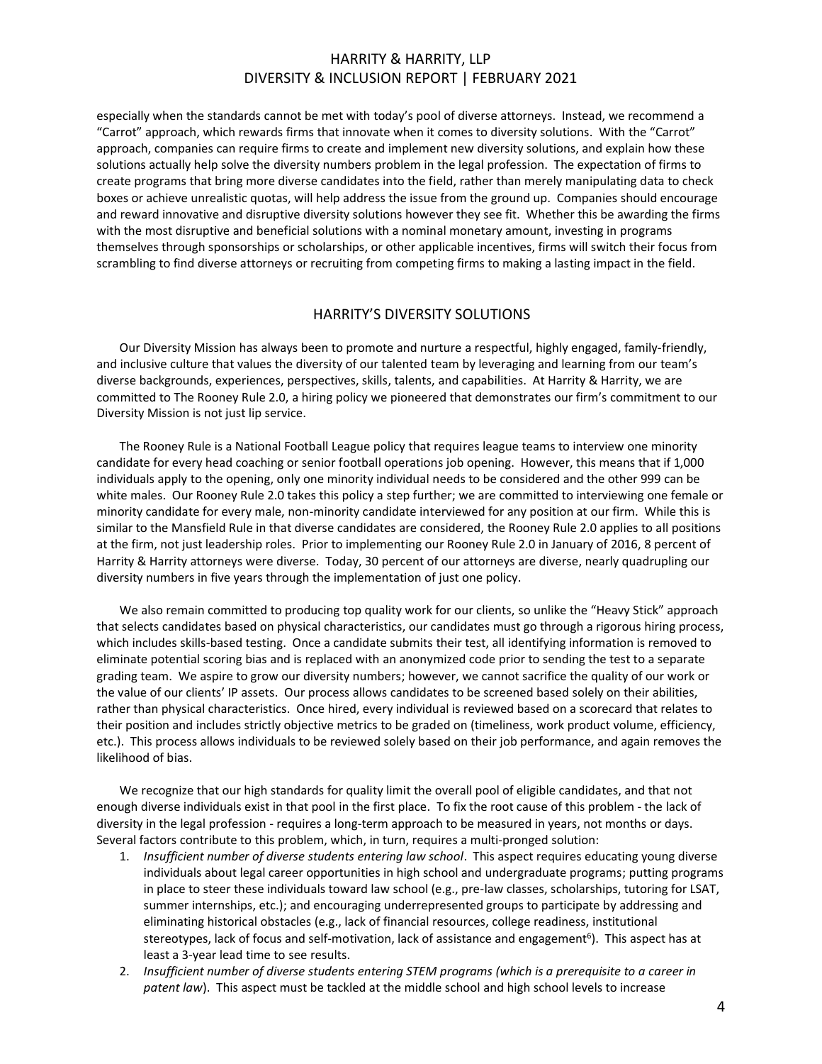especially when the standards cannot be met with today's pool of diverse attorneys. Instead, we recommend a "Carrot" approach, which rewards firms that innovate when it comes to diversity solutions. With the "Carrot" approach, companies can require firms to create and implement new diversity solutions, and explain how these solutions actually help solve the diversity numbers problem in the legal profession. The expectation of firms to create programs that bring more diverse candidates into the field, rather than merely manipulating data to check boxes or achieve unrealistic quotas, will help address the issue from the ground up. Companies should encourage and reward innovative and disruptive diversity solutions however they see fit. Whether this be awarding the firms with the most disruptive and beneficial solutions with a nominal monetary amount, investing in programs themselves through sponsorships or scholarships, or other applicable incentives, firms will switch their focus from scrambling to find diverse attorneys or recruiting from competing firms to making a lasting impact in the field.

## HARRITY'S DIVERSITY SOLUTIONS

Our Diversity Mission has always been to promote and nurture a respectful, highly engaged, family-friendly, and inclusive culture that values the diversity of our talented team by leveraging and learning from our team's diverse backgrounds, experiences, perspectives, skills, talents, and capabilities. At Harrity & Harrity, we are committed to The Rooney Rule 2.0, a hiring policy we pioneered that demonstrates our firm's commitment to our Diversity Mission is not just lip service.

The Rooney Rule is a National Football League policy that requires league teams to interview one minority candidate for every head coaching or senior football operations job opening. However, this means that if 1,000 individuals apply to the opening, only one minority individual needs to be considered and the other 999 can be white males. Our Rooney Rule 2.0 takes this policy a step further; we are committed to interviewing one female or minority candidate for every male, non-minority candidate interviewed for any position at our firm. While this is similar to the Mansfield Rule in that diverse candidates are considered, the Rooney Rule 2.0 applies to all positions at the firm, not just leadership roles. Prior to implementing our Rooney Rule 2.0 in January of 2016, 8 percent of Harrity & Harrity attorneys were diverse. Today, 30 percent of our attorneys are diverse, nearly quadrupling our diversity numbers in five years through the implementation of just one policy.

We also remain committed to producing top quality work for our clients, so unlike the "Heavy Stick" approach that selects candidates based on physical characteristics, our candidates must go through a rigorous hiring process, which includes skills-based testing. Once a candidate submits their test, all identifying information is removed to eliminate potential scoring bias and is replaced with an anonymized code prior to sending the test to a separate grading team. We aspire to grow our diversity numbers; however, we cannot sacrifice the quality of our work or the value of our clients' IP assets. Our process allows candidates to be screened based solely on their abilities, rather than physical characteristics. Once hired, every individual is reviewed based on a scorecard that relates to their position and includes strictly objective metrics to be graded on (timeliness, work product volume, efficiency, etc.). This process allows individuals to be reviewed solely based on their job performance, and again removes the likelihood of bias.

We recognize that our high standards for quality limit the overall pool of eligible candidates, and that not enough diverse individuals exist in that pool in the first place. To fix the root cause of this problem - the lack of diversity in the legal profession - requires a long-term approach to be measured in years, not months or days. Several factors contribute to this problem, which, in turn, requires a multi-pronged solution:

1. *Insufficient number of diverse students entering law school*. This aspect requires educating young diverse individuals about legal career opportunities in high school and undergraduate programs; putting programs in place to steer these individuals toward law school (e.g., pre-law classes, scholarships, tutoring for LSAT, summer internships, etc.); and encouraging underrepresented groups to participate by addressing and eliminating historical obstacles (e.g., lack of financial resources, college readiness, institutional stereotypes, lack of focus and self-motivation, lack of assistance and engagement[6]). This aspect has at least a 3-year lead time to see results.
2. *Insufficient number of diverse students entering STEM programs (which is a prerequisite to a career in patent law)*. This aspect must be tackled at the middle school and high school levels to increase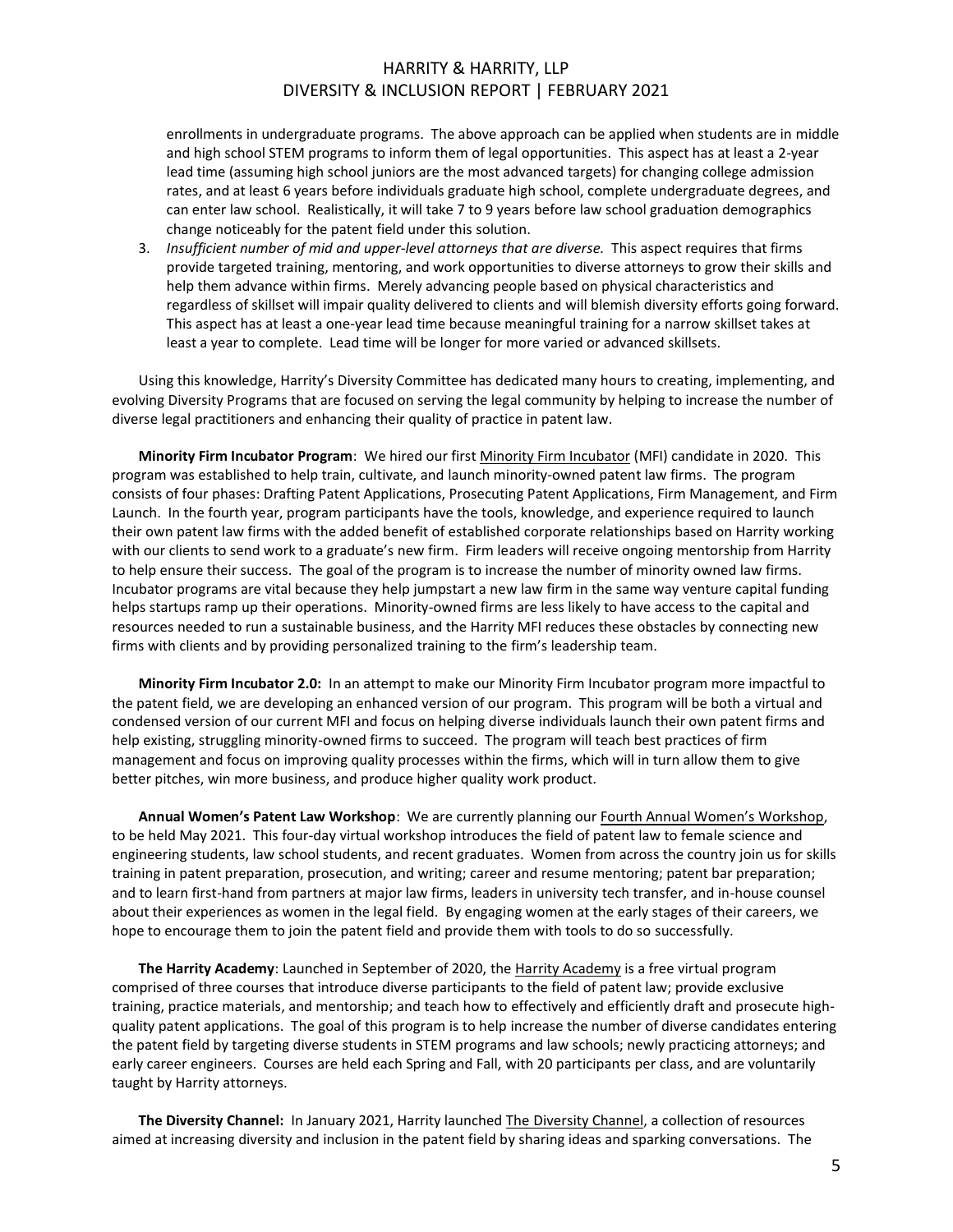enrollments in undergraduate programs. The above approach can be applied when students are in middle and high school STEM programs to inform them of legal opportunities. This aspect has at least a 2-year lead time (assuming high school juniors are the most advanced targets) for changing college admission rates, and at least 6 years before individuals graduate high school, complete undergraduate degrees, and can enter law school. Realistically, it will take 7 to 9 years before law school graduation demographics change noticeably for the patent field under this solution.

3. *Insufficient number of mid and upper-level attorneys that are diverse.* This aspect requires that firms provide targeted training, mentoring, and work opportunities to diverse attorneys to grow their skills and help them advance within firms. Merely advancing people based on physical characteristics and regardless of skillset will impair quality delivered to clients and will blemish diversity efforts going forward. This aspect has at least a one-year lead time because meaningful training for a narrow skillset takes at least a year to complete. Lead time will be longer for more varied or advanced skillsets.

Using this knowledge, Harrity's Diversity Committee has dedicated many hours to creating, implementing, and evolving Diversity Programs that are focused on serving the legal community by helping to increase the number of diverse legal practitioners and enhancing their quality of practice in patent law.

**Minority Firm Incubator Program**: We hired our first Minority Firm Incubator (MFI) candidate in 2020. This program was established to help train, cultivate, and launch minority-owned patent law firms. The program consists of four phases: Drafting Patent Applications, Prosecuting Patent Applications, Firm Management, and Firm Launch. In the fourth year, program participants have the tools, knowledge, and experience required to launch their own patent law firms with the added benefit of established corporate relationships based on Harrity working with our clients to send work to a graduate's new firm. Firm leaders will receive ongoing mentorship from Harrity to help ensure their success. The goal of the program is to increase the number of minority owned law firms. Incubator programs are vital because they help jumpstart a new law firm in the same way venture capital funding helps startups ramp up their operations. Minority-owned firms are less likely to have access to the capital and resources needed to run a sustainable business, and the Harrity MFI reduces these obstacles by connecting new firms with clients and by providing personalized training to the firm's leadership team.

**Minority Firm Incubator 2.0:** In an attempt to make our Minority Firm Incubator program more impactful to the patent field, we are developing an enhanced version of our program. This program will be both a virtual and condensed version of our current MFI and focus on helping diverse individuals launch their own patent firms and help existing, struggling minority-owned firms to succeed. The program will teach best practices of firm management and focus on improving quality processes within the firms, which will in turn allow them to give better pitches, win more business, and produce higher quality work product.

**Annual Women's Patent Law Workshop**: We are currently planning our Fourth Annual Women's Workshop, to be held May 2021. This four-day virtual workshop introduces the field of patent law to female science and engineering students, law school students, and recent graduates. Women from across the country join us for skills training in patent preparation, prosecution, and writing; career and resume mentoring; patent bar preparation; and to learn first-hand from partners at major law firms, leaders in university tech transfer, and in-house counsel about their experiences as women in the legal field. By engaging women at the early stages of their careers, we hope to encourage them to join the patent field and provide them with tools to do so successfully.

**The Harrity Academy**: Launched in September of 2020, the Harrity Academy is a free virtual program comprised of three courses that introduce diverse participants to the field of patent law; provide exclusive training, practice materials, and mentorship; and teach how to effectively and efficiently draft and prosecute high-quality patent applications. The goal of this program is to help increase the number of diverse candidates entering the patent field by targeting diverse students in STEM programs and law schools; newly practicing attorneys; and early career engineers. Courses are held each Spring and Fall, with 20 participants per class, and are voluntarily taught by Harrity attorneys.

**The Diversity Channel:** In January 2021, Harrity launched The Diversity Channel, a collection of resources aimed at increasing diversity and inclusion in the patent field by sharing ideas and sparking conversations. The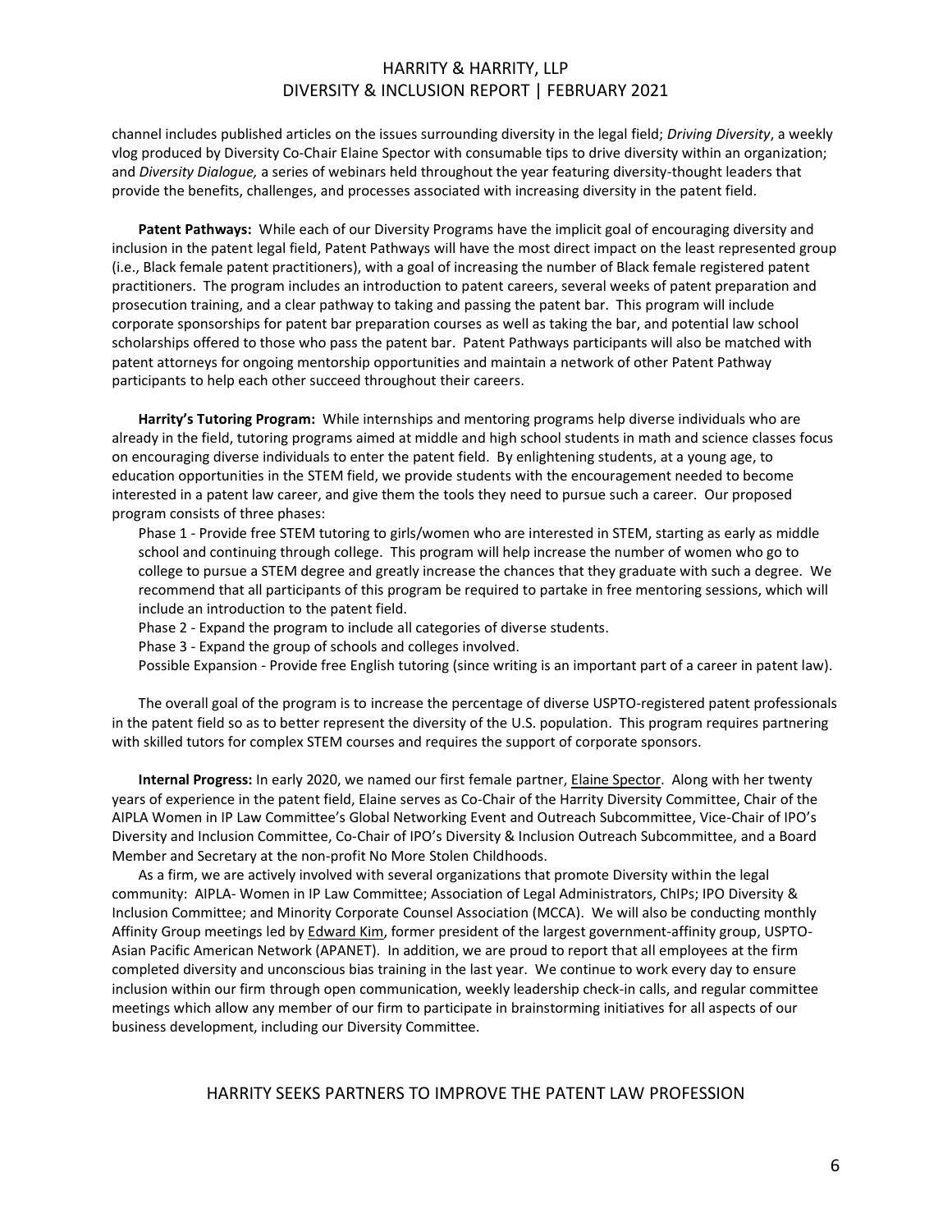channel includes published articles on the issues surrounding diversity in the legal field; *Driving Diversity*, a weekly vlog produced by Diversity Co-Chair Elaine Spector with consumable tips to drive diversity within an organization; and *Diversity Dialogue,* a series of webinars held throughout the year featuring diversity-thought leaders that provide the benefits, challenges, and processes associated with increasing diversity in the patent field.

**Patent Pathways:** While each of our Diversity Programs have the implicit goal of encouraging diversity and inclusion in the patent legal field, Patent Pathways will have the most direct impact on the least represented group (i.e., Black female patent practitioners), with a goal of increasing the number of Black female registered patent practitioners. The program includes an introduction to patent careers, several weeks of patent preparation and prosecution training, and a clear pathway to taking and passing the patent bar. This program will include corporate sponsorships for patent bar preparation courses as well as taking the bar, and potential law school scholarships offered to those who pass the patent bar. Patent Pathways participants will also be matched with patent attorneys for ongoing mentorship opportunities and maintain a network of other Patent Pathway participants to help each other succeed throughout their careers.

**Harrity's Tutoring Program:** While internships and mentoring programs help diverse individuals who are already in the field, tutoring programs aimed at middle and high school students in math and science classes focus on encouraging diverse individuals to enter the patent field. By enlightening students, at a young age, to education opportunities in the STEM field, we provide students with the encouragement needed to become interested in a patent law career, and give them the tools they need to pursue such a career. Our proposed program consists of three phases:

Phase 1 - Provide free STEM tutoring to girls/women who are interested in STEM, starting as early as middle school and continuing through college. This program will help increase the number of women who go to college to pursue a STEM degree and greatly increase the chances that they graduate with such a degree. We recommend that all participants of this program be required to partake in free mentoring sessions, which will include an introduction to the patent field.

Phase 2 - Expand the program to include all categories of diverse students.

Phase 3 - Expand the group of schools and colleges involved.

Possible Expansion - Provide free English tutoring (since writing is an important part of a career in patent law).

The overall goal of the program is to increase the percentage of diverse USPTO-registered patent professionals in the patent field so as to better represent the diversity of the U.S. population. This program requires partnering with skilled tutors for complex STEM courses and requires the support of corporate sponsors.

**Internal Progress:** In early 2020, we named our first female partner, Elaine Spector. Along with her twenty years of experience in the patent field, Elaine serves as Co-Chair of the Harrity Diversity Committee, Chair of the AIPLA Women in IP Law Committee's Global Networking Event and Outreach Subcommittee, Vice-Chair of IPO's Diversity and Inclusion Committee, Co-Chair of IPO's Diversity & Inclusion Outreach Subcommittee, and a Board Member and Secretary at the non-profit No More Stolen Childhoods.

As a firm, we are actively involved with several organizations that promote Diversity within the legal community: AIPLA- Women in IP Law Committee; Association of Legal Administrators, ChIPs; IPO Diversity & Inclusion Committee; and Minority Corporate Counsel Association (MCCA). We will also be conducting monthly Affinity Group meetings led by Edward Kim, former president of the largest government-affinity group, USPTO-Asian Pacific American Network (APANET). In addition, we are proud to report that all employees at the firm completed diversity and unconscious bias training in the last year. We continue to work every day to ensure inclusion within our firm through open communication, weekly leadership check-in calls, and regular committee meetings which allow any member of our firm to participate in brainstorming initiatives for all aspects of our business development, including our Diversity Committee.

HARRITY SEEKS PARTNERS TO IMPROVE THE PATENT LAW PROFESSION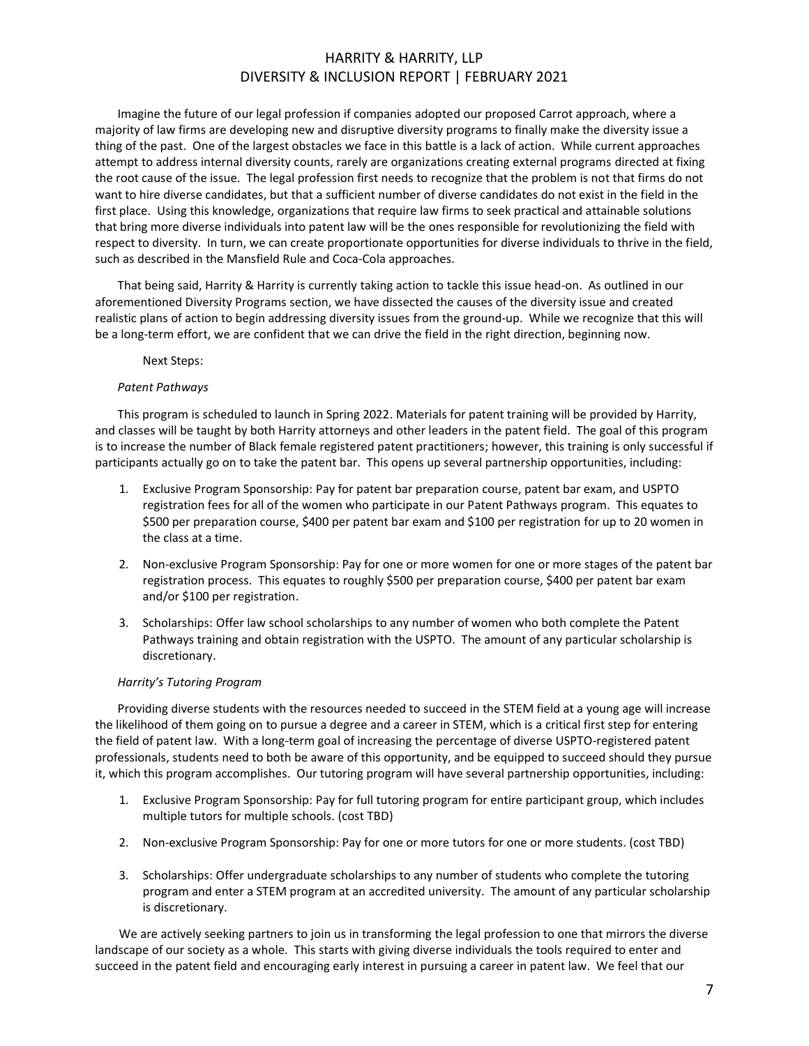Imagine the future of our legal profession if companies adopted our proposed Carrot approach, where a majority of law firms are developing new and disruptive diversity programs to finally make the diversity issue a thing of the past. One of the largest obstacles we face in this battle is a lack of action. While current approaches attempt to address internal diversity counts, rarely are organizations creating external programs directed at fixing the root cause of the issue. The legal profession first needs to recognize that the problem is not that firms do not want to hire diverse candidates, but that a sufficient number of diverse candidates do not exist in the field in the first place. Using this knowledge, organizations that require law firms to seek practical and attainable solutions that bring more diverse individuals into patent law will be the ones responsible for revolutionizing the field with respect to diversity. In turn, we can create proportionate opportunities for diverse individuals to thrive in the field, such as described in the Mansfield Rule and Coca-Cola approaches.

That being said, Harrity & Harrity is currently taking action to tackle this issue head-on. As outlined in our aforementioned Diversity Programs section, we have dissected the causes of the diversity issue and created realistic plans of action to begin addressing diversity issues from the ground-up. While we recognize that this will be a long-term effort, we are confident that we can drive the field in the right direction, beginning now.

Next Steps:

*Patent Pathways*

This program is scheduled to launch in Spring 2022. Materials for patent training will be provided by Harrity, and classes will be taught by both Harrity attorneys and other leaders in the patent field. The goal of this program is to increase the number of Black female registered patent practitioners; however, this training is only successful if participants actually go on to take the patent bar. This opens up several partnership opportunities, including:

1. Exclusive Program Sponsorship: Pay for patent bar preparation course, patent bar exam, and USPTO registration fees for all of the women who participate in our Patent Pathways program. This equates to \$500 per preparation course, \$400 per patent bar exam and \$100 per registration for up to 20 women in the class at a time.
2. Non-exclusive Program Sponsorship: Pay for one or more women for one or more stages of the patent bar registration process. This equates to roughly \$500 per preparation course, \$400 per patent bar exam and/or \$100 per registration.
3. Scholarships: Offer law school scholarships to any number of women who both complete the Patent Pathways training and obtain registration with the USPTO. The amount of any particular scholarship is discretionary.

*Harrity's Tutoring Program*

Providing diverse students with the resources needed to succeed in the STEM field at a young age will increase the likelihood of them going on to pursue a degree and a career in STEM, which is a critical first step for entering the field of patent law. With a long-term goal of increasing the percentage of diverse USPTO-registered patent professionals, students need to both be aware of this opportunity, and be equipped to succeed should they pursue it, which this program accomplishes. Our tutoring program will have several partnership opportunities, including:

1. Exclusive Program Sponsorship: Pay for full tutoring program for entire participant group, which includes multiple tutors for multiple schools. (cost TBD)
2. Non-exclusive Program Sponsorship: Pay for one or more tutors for one or more students. (cost TBD)
3. Scholarships: Offer undergraduate scholarships to any number of students who complete the tutoring program and enter a STEM program at an accredited university. The amount of any particular scholarship is discretionary.

We are actively seeking partners to join us in transforming the legal profession to one that mirrors the diverse landscape of our society as a whole. This starts with giving diverse individuals the tools required to enter and succeed in the patent field and encouraging early interest in pursuing a career in patent law. We feel that our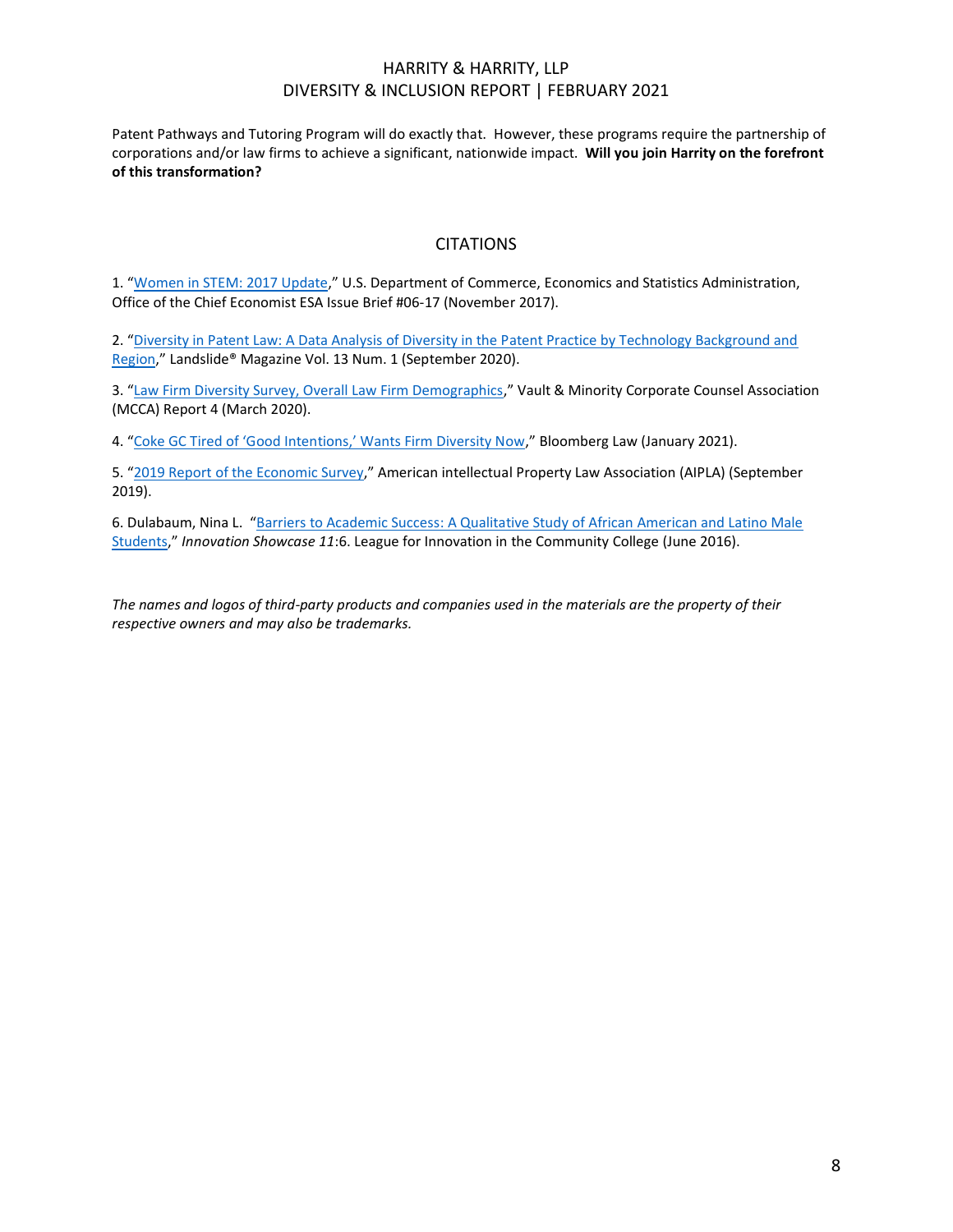Patent Pathways and Tutoring Program will do exactly that. However, these programs require the partnership of corporations and/or law firms to achieve a significant, nationwide impact. **Will you join Harrity on the forefront of this transformation?**

## CITATIONS

1. "Women in STEM: 2017 Update," U.S. Department of Commerce, Economics and Statistics Administration, Office of the Chief Economist ESA Issue Brief #06-17 (November 2017).

2. "Diversity in Patent Law: A Data Analysis of Diversity in the Patent Practice by Technology Background and Region," Landslide® Magazine Vol. 13 Num. 1 (September 2020).

3. "Law Firm Diversity Survey, Overall Law Firm Demographics," Vault & Minority Corporate Counsel Association (MCCA) Report 4 (March 2020).

4. "Coke GC Tired of 'Good Intentions,' Wants Firm Diversity Now," Bloomberg Law (January 2021).

5. "2019 Report of the Economic Survey," American intellectual Property Law Association (AIPLA) (September 2019).

6. Dulabaum, Nina L. "Barriers to Academic Success: A Qualitative Study of African American and Latino Male Students," *Innovation Showcase 11*:6. League for Innovation in the Community College (June 2016).

*The names and logos of third-party products and companies used in the materials are the property of their respective owners and may also be trademarks.*